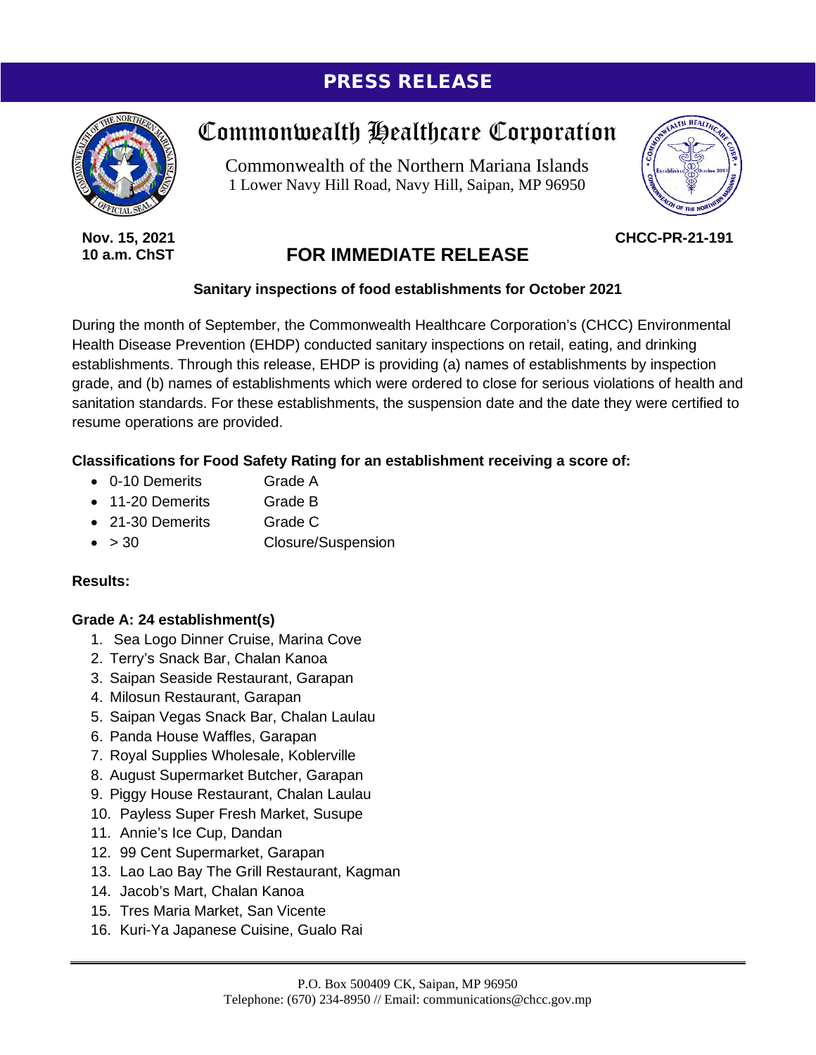**PRESS RELEASE**

# Commonwealth Healthcare Corporation

Commonwealth of the Northern Mariana Islands
1 Lower Navy Hill Road, Navy Hill, Saipan, MP 96950

**Nov. 15, 2021**
**10 a.m. ChST**

**CHCC-PR-21-191**

## FOR IMMEDIATE RELEASE

### Sanitary inspections of food establishments for October 2021

During the month of September, the Commonwealth Healthcare Corporation's (CHCC) Environmental Health Disease Prevention (EHDP) conducted sanitary inspections on retail, eating, and drinking establishments. Through this release, EHDP is providing (a) names of establishments by inspection grade, and (b) names of establishments which were ordered to close for serious violations of health and sanitation standards. For these establishments, the suspension date and the date they were certified to resume operations are provided.

**Classifications for Food Safety Rating for an establishment receiving a score of:**

- 0-10 Demerits — Grade A
- 11-20 Demerits — Grade B
- 21-30 Demerits — Grade C
- > 30 — Closure/Suspension

**Results:**

**Grade A: 24 establishment(s)**

1. Sea Logo Dinner Cruise, Marina Cove
2. Terry's Snack Bar, Chalan Kanoa
3. Saipan Seaside Restaurant, Garapan
4. Milosun Restaurant, Garapan
5. Saipan Vegas Snack Bar, Chalan Laulau
6. Panda House Waffles, Garapan
7. Royal Supplies Wholesale, Koblerville
8. August Supermarket Butcher, Garapan
9. Piggy House Restaurant, Chalan Laulau
10. Payless Super Fresh Market, Susupe
11. Annie's Ice Cup, Dandan
12. 99 Cent Supermarket, Garapan
13. Lao Lao Bay The Grill Restaurant, Kagman
14. Jacob's Mart, Chalan Kanoa
15. Tres Maria Market, San Vicente
16. Kuri-Ya Japanese Cuisine, Gualo Rai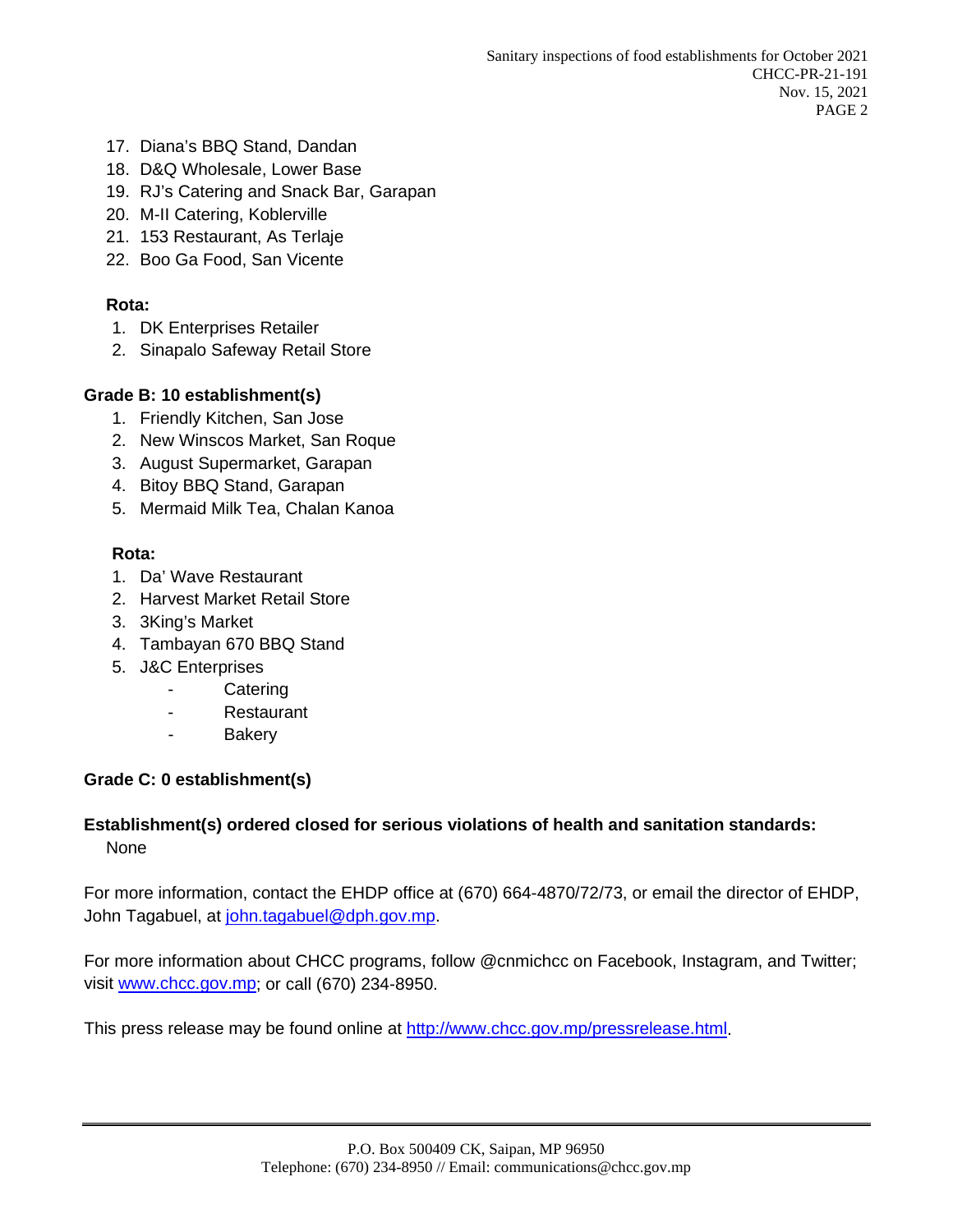17. Diana's BBQ Stand, Dandan
18. D&Q Wholesale, Lower Base
19. RJ's Catering and Snack Bar, Garapan
20. M-II Catering, Koblerville
21. 153 Restaurant, As Terlaje
22. Boo Ga Food, San Vicente

**Rota:**

1. DK Enterprises Retailer
2. Sinapalo Safeway Retail Store

**Grade B: 10 establishment(s)**

1. Friendly Kitchen, San Jose
2. New Winscos Market, San Roque
3. August Supermarket, Garapan
4. Bitoy BBQ Stand, Garapan
5. Mermaid Milk Tea, Chalan Kanoa

**Rota:**

1. Da' Wave Restaurant
2. Harvest Market Retail Store
3. 3King's Market
4. Tambayan 670 BBQ Stand
5. J&C Enterprises
   - Catering
   - Restaurant
   - Bakery

**Grade C: 0 establishment(s)**

**Establishment(s) ordered closed for serious violations of health and sanitation standards:**

None

For more information, contact the EHDP office at (670) 664-4870/72/73, or email the director of EHDP, John Tagabuel, at john.tagabuel@dph.gov.mp.

For more information about CHCC programs, follow @cnmichcc on Facebook, Instagram, and Twitter; visit www.chcc.gov.mp; or call (670) 234-8950.

This press release may be found online at http://www.chcc.gov.mp/pressrelease.html.